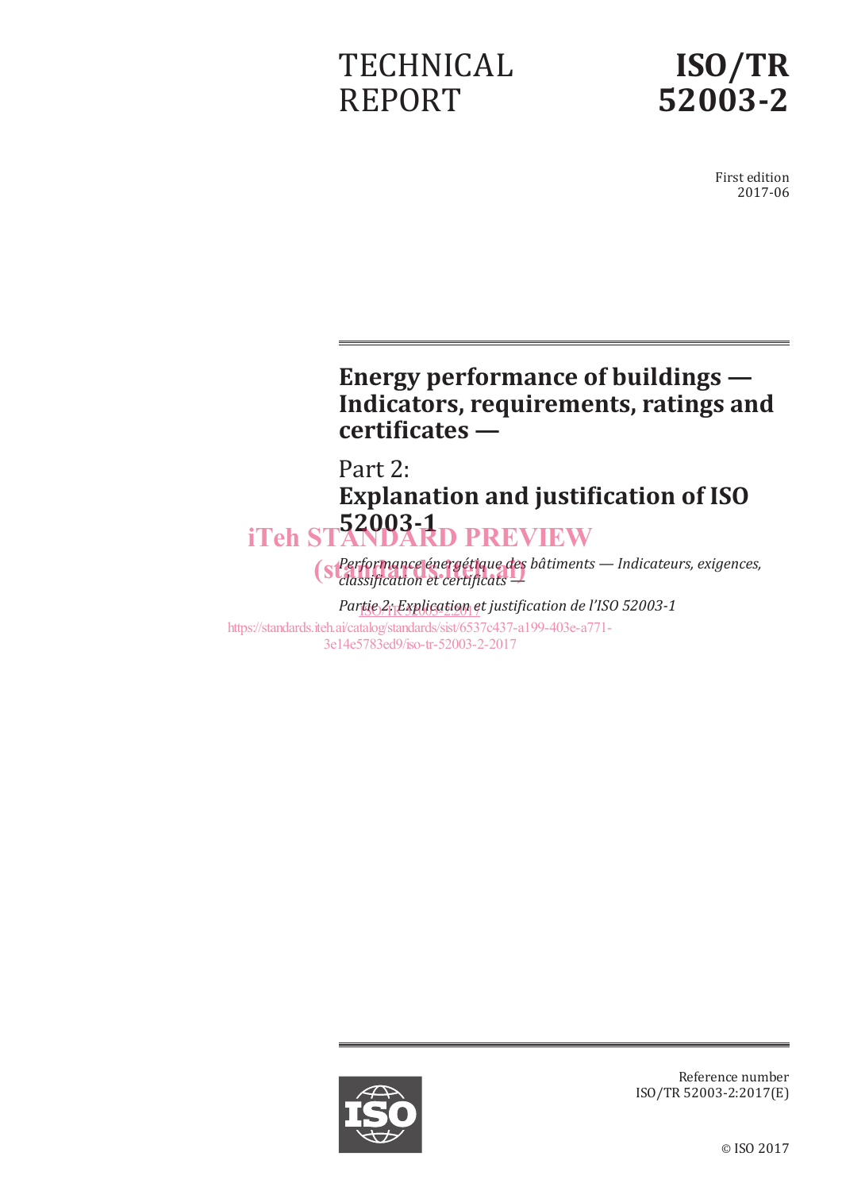TECHNICAL REPORT

# ISO/TR 52003-2

First edition
2017-06

# Energy performance of buildings — Indicators, requirements, ratings and certificates —

## Part 2:
## Explanation and justification of ISO 52003-1

iTeh STANDARD PREVIEW
(standards.iteh.ai)

*Performance énergétique des bâtiments — Indicateurs, exigences, classification et certificats —*

*Partie 2: Explication et justification de l'ISO 52003-1*

ISO/TR 52003-2:2017
https://standards.iteh.ai/catalog/standards/sist/6537c437-a199-403e-a771-3e14e5783ed9/iso-tr-52003-2-2017

Reference number
ISO/TR 52003-2:2017(E)

© ISO 2017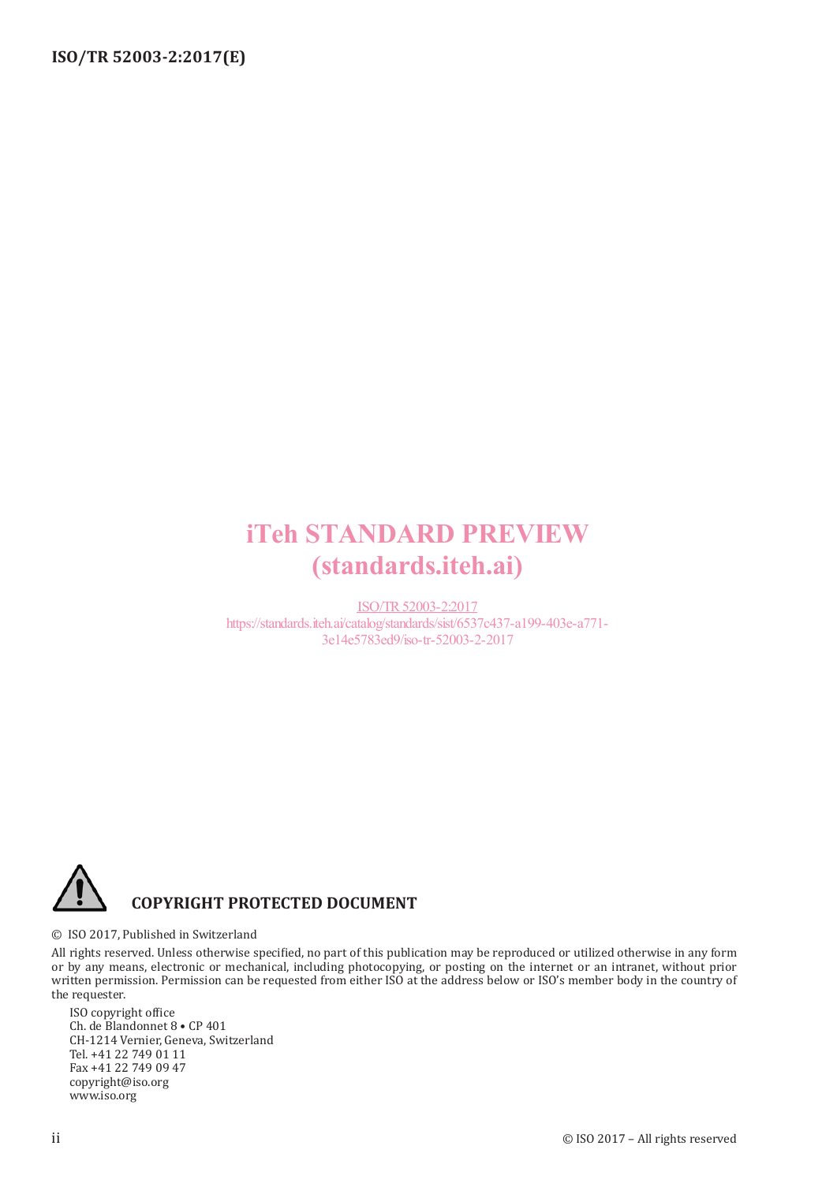iTeh STANDARD PREVIEW
(standards.iteh.ai)

ISO/TR 52003-2:2017
https://standards.iteh.ai/catalog/standards/sist/6537c437-a199-403e-a771-3e14e5783ed9/iso-tr-52003-2-2017

**COPYRIGHT PROTECTED DOCUMENT**

© ISO 2017, Published in Switzerland

All rights reserved. Unless otherwise specified, no part of this publication may be reproduced or utilized otherwise in any form or by any means, electronic or mechanical, including photocopying, or posting on the internet or an intranet, without prior written permission. Permission can be requested from either ISO at the address below or ISO's member body in the country of the requester.

ISO copyright office
Ch. de Blandonnet 8 • CP 401
CH-1214 Vernier, Geneva, Switzerland
Tel. +41 22 749 01 11
Fax +41 22 749 09 47
copyright@iso.org
www.iso.org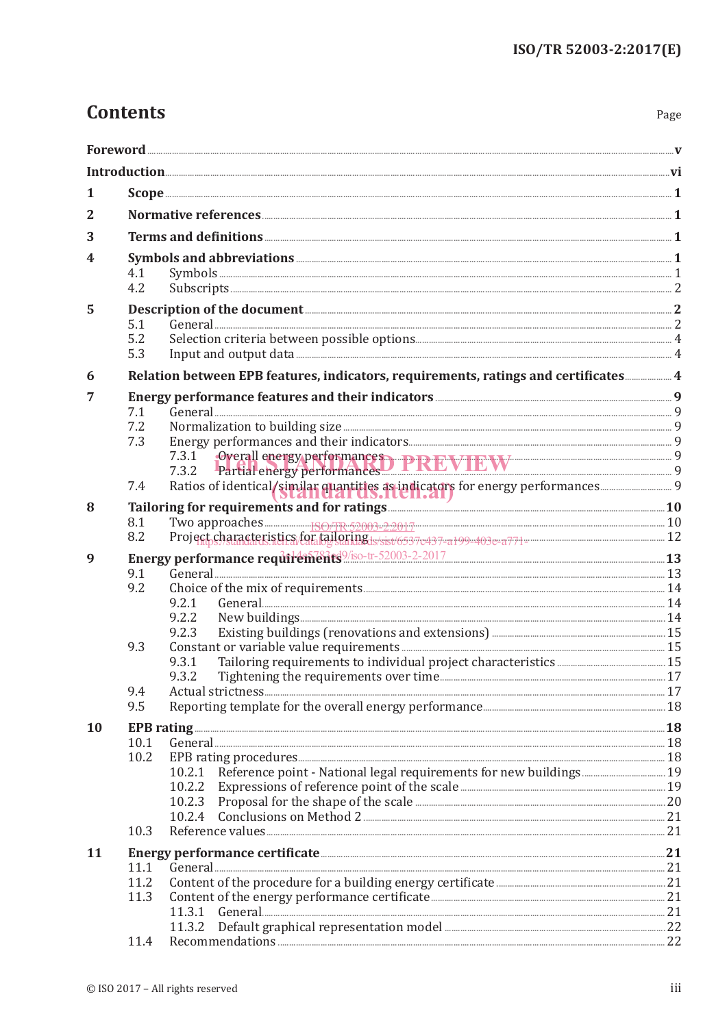# Contents

Page

**Foreword** .......... **v**

**Introduction** .......... **vi**

**1 Scope** .......... **1**

**2 Normative references** .......... **1**

**3 Terms and definitions** .......... **1**

**4 Symbols and abbreviations** .......... **1**
- 4.1 Symbols .......... 1
- 4.2 Subscripts .......... 2

**5 Description of the document** .......... **2**
- 5.1 General .......... 2
- 5.2 Selection criteria between possible options .......... 4
- 5.3 Input and output data .......... 4

**6 Relation between EPB features, indicators, requirements, ratings and certificates** .......... **4**

**7 Energy performance features and their indicators** .......... **9**
- 7.1 General .......... 9
- 7.2 Normalization to building size .......... 9
- 7.3 Energy performances and their indicators .......... 9
  - 7.3.1 Overall energy performances .......... 9
  - 7.3.2 Partial energy performances .......... 9
- 7.4 Ratios of identical/similar quantities as indicators for energy performances .......... 9

**8 Tailoring for requirements and for ratings** .......... **10**
- 8.1 Two approaches .......... 10
- 8.2 Project characteristics for tailoring .......... 12

**9 Energy performance requirements** .......... **13**
- 9.1 General .......... 13
- 9.2 Choice of the mix of requirements .......... 14
  - 9.2.1 General .......... 14
  - 9.2.2 New buildings .......... 14
  - 9.2.3 Existing buildings (renovations and extensions) .......... 15
- 9.3 Constant or variable value requirements .......... 15
  - 9.3.1 Tailoring requirements to individual project characteristics .......... 15
  - 9.3.2 Tightening the requirements over time .......... 17
- 9.4 Actual strictness .......... 17
- 9.5 Reporting template for the overall energy performance .......... 18

**10 EPB rating** .......... **18**
- 10.1 General .......... 18
- 10.2 EPB rating procedures .......... 18
  - 10.2.1 Reference point - National legal requirements for new buildings .......... 19
  - 10.2.2 Expressions of reference point of the scale .......... 19
  - 10.2.3 Proposal for the shape of the scale .......... 20
  - 10.2.4 Conclusions on Method 2 .......... 21
- 10.3 Reference values .......... 21

**11 Energy performance certificate** .......... **21**
- 11.1 General .......... 21
- 11.2 Content of the procedure for a building energy certificate .......... 21
- 11.3 Content of the energy performance certificate .......... 21
  - 11.3.1 General .......... 21
  - 11.3.2 Default graphical representation model .......... 22
- 11.4 Recommendations .......... 22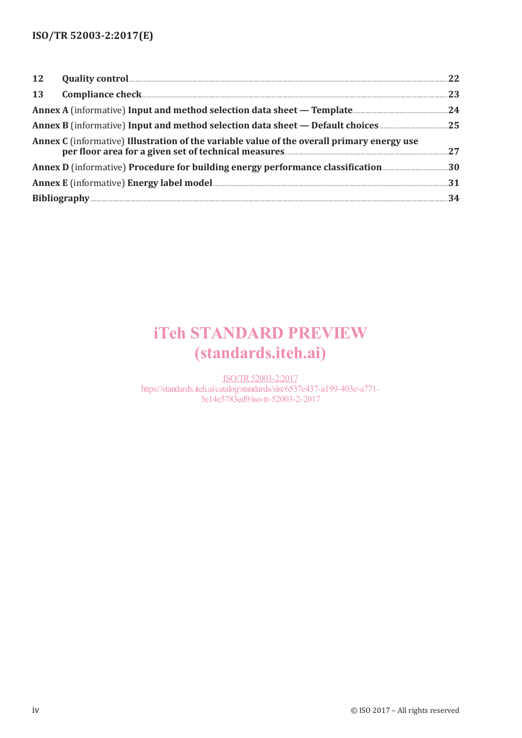| | | |
|---|---|---|
| 12 | **Quality control** | 22 |
| 13 | **Compliance check** | 23 |
| **Annex A** (informative) **Input and method selection data sheet — Template** | | 24 |
| **Annex B** (informative) **Input and method selection data sheet — Default choices** | | 25 |
| **Annex C** (informative) **Illustration of the variable value of the overall primary energy use per floor area for a given set of technical measures** | | 27 |
| **Annex D** (informative) **Procedure for building energy performance classification** | | 30 |
| **Annex E** (informative) **Energy label model** | | 31 |
| **Bibliography** | | 34 |

iTeh STANDARD PREVIEW
(standards.iteh.ai)

ISO/TR 52003-2:2017
https://standards.iteh.ai/catalog/standards/sist/6537c437-a199-403e-a771-3e14e5783ed9/iso-tr-52003-2-2017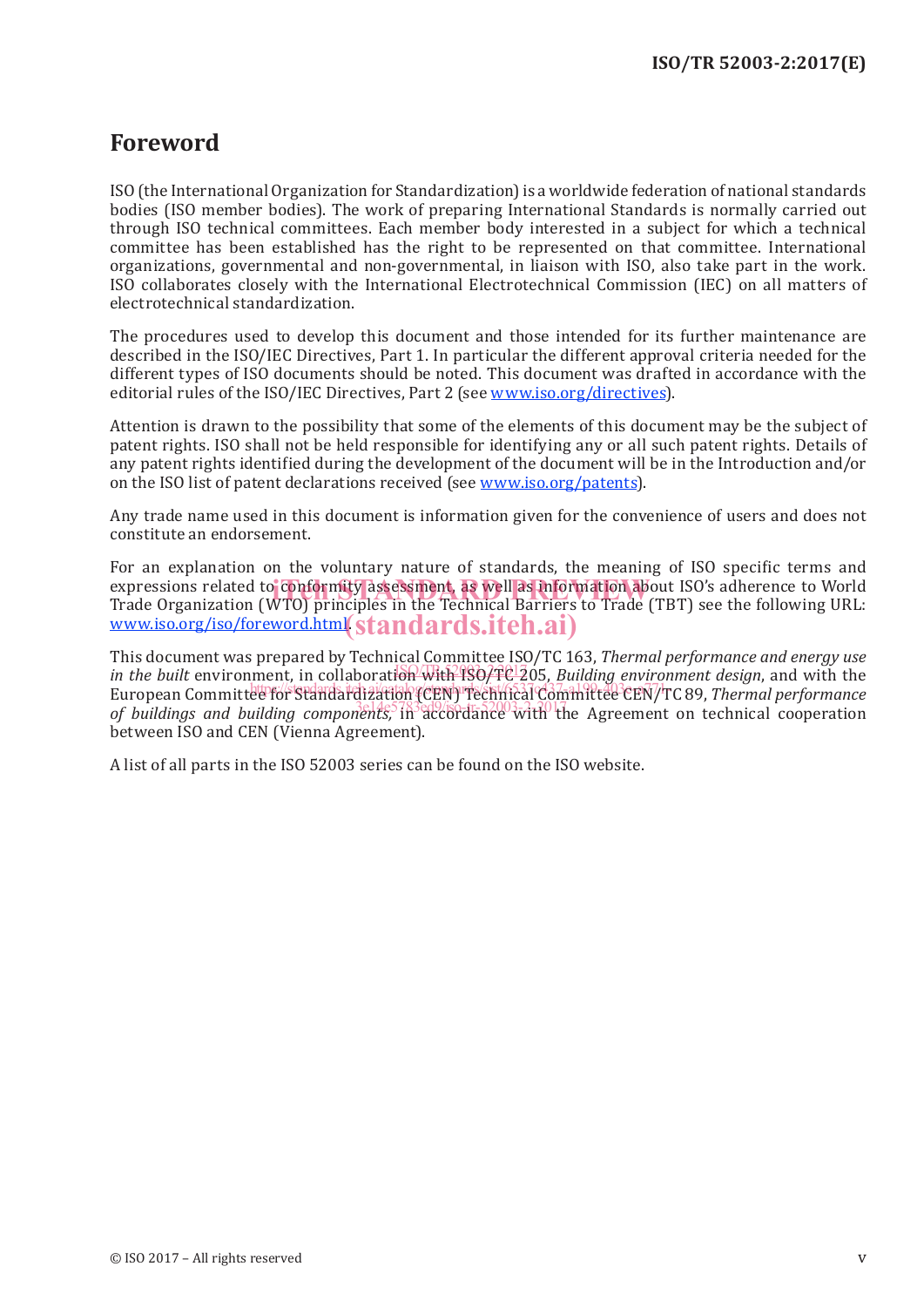# Foreword

ISO (the International Organization for Standardization) is a worldwide federation of national standards bodies (ISO member bodies). The work of preparing International Standards is normally carried out through ISO technical committees. Each member body interested in a subject for which a technical committee has been established has the right to be represented on that committee. International organizations, governmental and non-governmental, in liaison with ISO, also take part in the work. ISO collaborates closely with the International Electrotechnical Commission (IEC) on all matters of electrotechnical standardization.

The procedures used to develop this document and those intended for its further maintenance are described in the ISO/IEC Directives, Part 1. In particular the different approval criteria needed for the different types of ISO documents should be noted. This document was drafted in accordance with the editorial rules of the ISO/IEC Directives, Part 2 (see www.iso.org/directives).

Attention is drawn to the possibility that some of the elements of this document may be the subject of patent rights. ISO shall not be held responsible for identifying any or all such patent rights. Details of any patent rights identified during the development of the document will be in the Introduction and/or on the ISO list of patent declarations received (see www.iso.org/patents).

Any trade name used in this document is information given for the convenience of users and does not constitute an endorsement.

For an explanation on the voluntary nature of standards, the meaning of ISO specific terms and expressions related to conformity assessment, as well as information about ISO's adherence to World Trade Organization (WTO) principles in the Technical Barriers to Trade (TBT) see the following URL: www.iso.org/iso/foreword.html.

This document was prepared by Technical Committee ISO/TC 163, *Thermal performance and energy use in the built* environment, in collaboration with ISO/TC 205, *Building environment design*, and with the European Committee for Standardization (CEN) Technical Committee CEN/TC 89, *Thermal performance of buildings and building components*, in accordance with the Agreement on technical cooperation between ISO and CEN (Vienna Agreement).

A list of all parts in the ISO 52003 series can be found on the ISO website.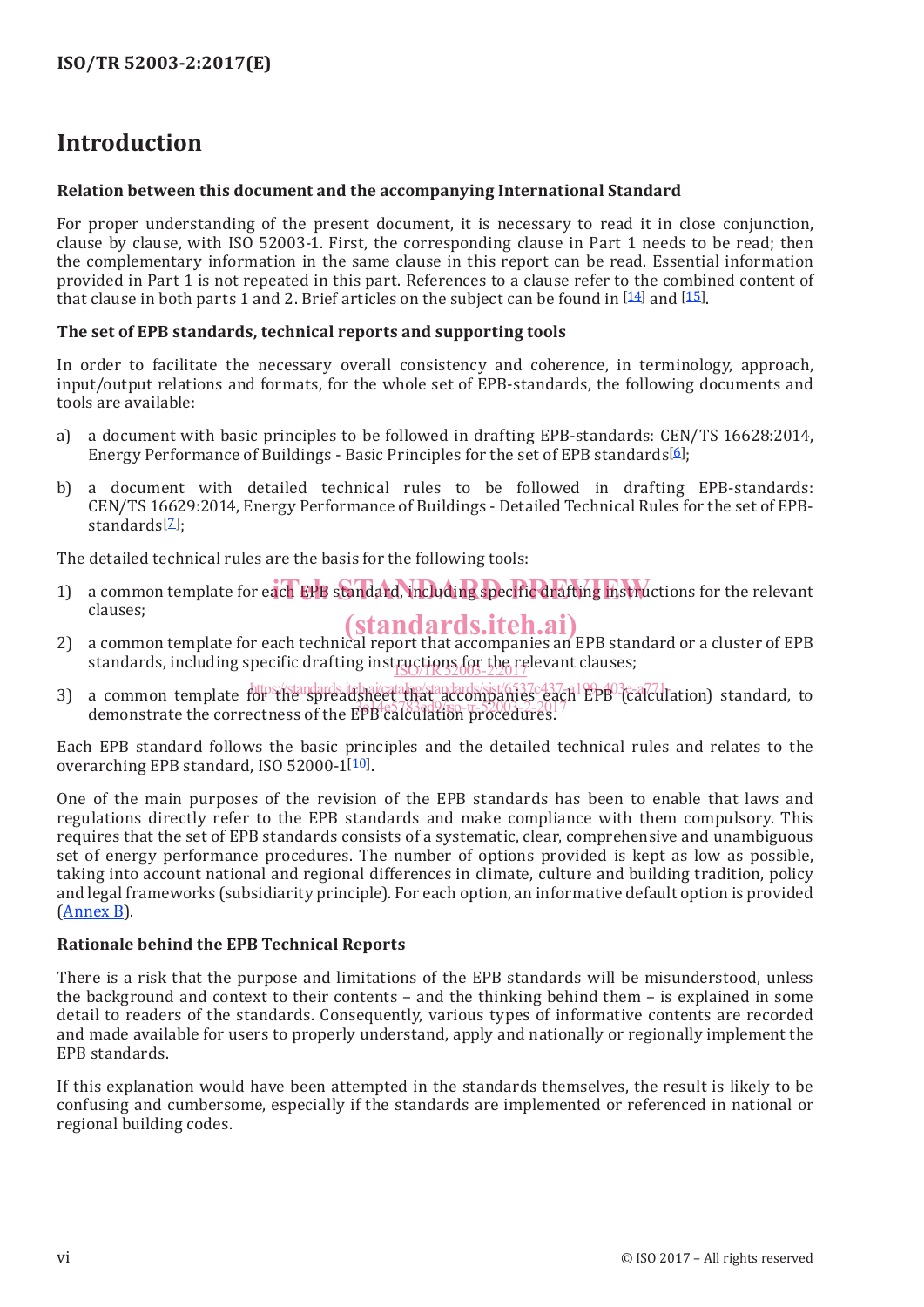# Introduction

**Relation between this document and the accompanying International Standard**

For proper understanding of the present document, it is necessary to read it in close conjunction, clause by clause, with ISO 52003-1. First, the corresponding clause in Part 1 needs to be read; then the complementary information in the same clause in this report can be read. Essential information provided in Part 1 is not repeated in this part. References to a clause refer to the combined content of that clause in both parts 1 and 2. Brief articles on the subject can be found in [14] and [15].

**The set of EPB standards, technical reports and supporting tools**

In order to facilitate the necessary overall consistency and coherence, in terminology, approach, input/output relations and formats, for the whole set of EPB-standards, the following documents and tools are available:

a) a document with basic principles to be followed in drafting EPB-standards: CEN/TS 16628:2014, Energy Performance of Buildings - Basic Principles for the set of EPB standards[6];

b) a document with detailed technical rules to be followed in drafting EPB-standards: CEN/TS 16629:2014, Energy Performance of Buildings - Detailed Technical Rules for the set of EPB-standards[7];

The detailed technical rules are the basis for the following tools:

1) a common template for each EPB standard, including specific drafting instructions for the relevant clauses;

2) a common template for each technical report that accompanies an EPB standard or a cluster of EPB standards, including specific drafting instructions for the relevant clauses;

3) a common template for the spreadsheet that accompanies each EPB (calculation) standard, to demonstrate the correctness of the EPB calculation procedures.

Each EPB standard follows the basic principles and the detailed technical rules and relates to the overarching EPB standard, ISO 52000-1[10].

One of the main purposes of the revision of the EPB standards has been to enable that laws and regulations directly refer to the EPB standards and make compliance with them compulsory. This requires that the set of EPB standards consists of a systematic, clear, comprehensive and unambiguous set of energy performance procedures. The number of options provided is kept as low as possible, taking into account national and regional differences in climate, culture and building tradition, policy and legal frameworks (subsidiarity principle). For each option, an informative default option is provided (Annex B).

**Rationale behind the EPB Technical Reports**

There is a risk that the purpose and limitations of the EPB standards will be misunderstood, unless the background and context to their contents – and the thinking behind them – is explained in some detail to readers of the standards. Consequently, various types of informative contents are recorded and made available for users to properly understand, apply and nationally or regionally implement the EPB standards.

If this explanation would have been attempted in the standards themselves, the result is likely to be confusing and cumbersome, especially if the standards are implemented or referenced in national or regional building codes.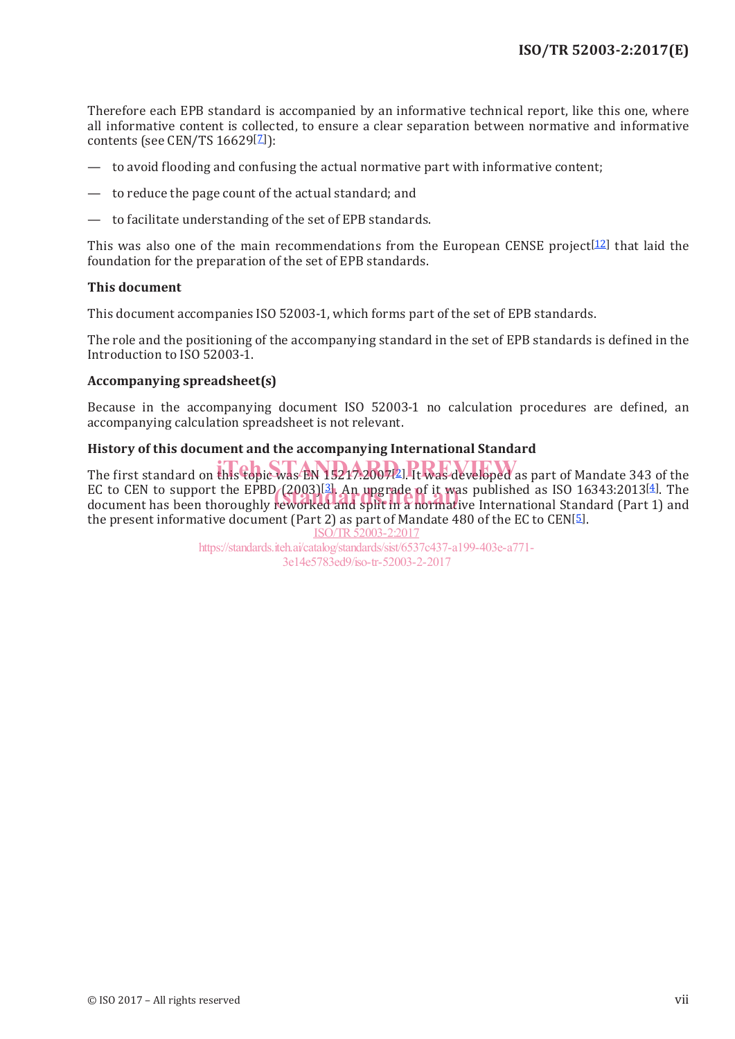Therefore each EPB standard is accompanied by an informative technical report, like this one, where all informative content is collected, to ensure a clear separation between normative and informative contents (see CEN/TS 16629[7]):

- to avoid flooding and confusing the actual normative part with informative content;
- to reduce the page count of the actual standard; and
- to facilitate understanding of the set of EPB standards.

This was also one of the main recommendations from the European CENSE project[12] that laid the foundation for the preparation of the set of EPB standards.

**This document**

This document accompanies ISO 52003-1, which forms part of the set of EPB standards.

The role and the positioning of the accompanying standard in the set of EPB standards is defined in the Introduction to ISO 52003-1.

**Accompanying spreadsheet(s)**

Because in the accompanying document ISO 52003-1 no calculation procedures are defined, an accompanying calculation spreadsheet is not relevant.

**History of this document and the accompanying International Standard**

The first standard on this topic was EN 15217:2007[2]. It was developed as part of Mandate 343 of the EC to CEN to support the EPBD (2003)[3]. An upgrade of it was published as ISO 16343:2013[4]. The document has been thoroughly reworked and split in a normative International Standard (Part 1) and the present informative document (Part 2) as part of Mandate 480 of the EC to CEN[5].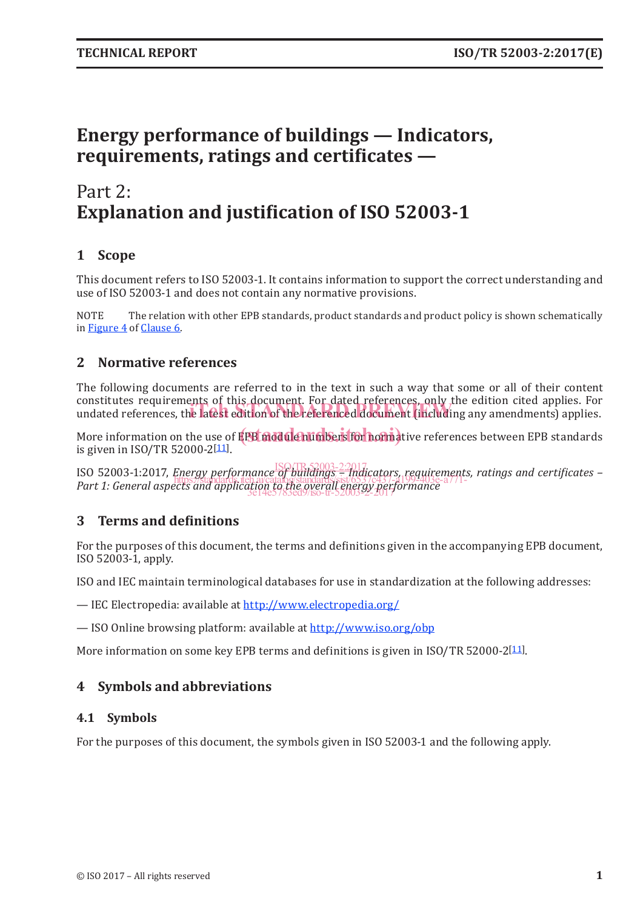# Energy performance of buildings — Indicators, requirements, ratings and certificates —

# Part 2: Explanation and justification of ISO 52003-1

## 1 Scope

This document refers to ISO 52003-1. It contains information to support the correct understanding and use of ISO 52003-1 and does not contain any normative provisions.

NOTE The relation with other EPB standards, product standards and product policy is shown schematically in Figure 4 of Clause 6.

## 2 Normative references

The following documents are referred to in the text in such a way that some or all of their content constitutes requirements of this document. For dated references, only the edition cited applies. For undated references, the latest edition of the referenced document (including any amendments) applies.

More information on the use of EPB module numbers for normative references between EPB standards is given in ISO/TR 52000-2[11].

ISO 52003-1:2017, *Energy performance of buildings – Indicators, requirements, ratings and certificates – Part 1: General aspects and application to the overall energy performance*

## 3 Terms and definitions

For the purposes of this document, the terms and definitions given in the accompanying EPB document, ISO 52003-1, apply.

ISO and IEC maintain terminological databases for use in standardization at the following addresses:

— IEC Electropedia: available at http://www.electropedia.org/

— ISO Online browsing platform: available at http://www.iso.org/obp

More information on some key EPB terms and definitions is given in ISO/TR 52000-2[11].

## 4 Symbols and abbreviations

### 4.1 Symbols

For the purposes of this document, the symbols given in ISO 52003-1 and the following apply.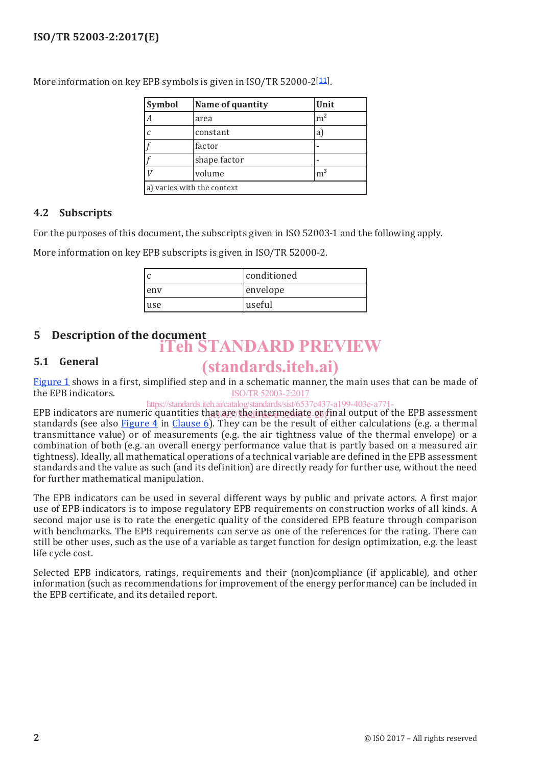More information on key EPB symbols is given in ISO/TR 52000-2[11].

| Symbol | Name of quantity | Unit |
|---|---|---|
| $A$ | area | $m^2$ |
| $c$ | constant | a) |
| $f$ | factor | - |
| $f$ | shape factor | - |
| $V$ | volume | $m^3$ |
| a) varies with the context | | |

## 4.2 Subscripts

For the purposes of this document, the subscripts given in ISO 52003-1 and the following apply.

More information on key EPB subscripts is given in ISO/TR 52000-2.

| | |
|---|---|
| c | conditioned |
| env | envelope |
| use | useful |

# 5 Description of the document

## 5.1 General

Figure 1 shows in a first, simplified step and in a schematic manner, the main uses that can be made of the EPB indicators.

EPB indicators are numeric quantities that are the intermediate or final output of the EPB assessment standards (see also Figure 4 in Clause 6). They can be the result of either calculations (e.g. a thermal transmittance value) or of measurements (e.g. the air tightness value of the thermal envelope) or a combination of both (e.g. an overall energy performance value that is partly based on a measured air tightness). Ideally, all mathematical operations of a technical variable are defined in the EPB assessment standards and the value as such (and its definition) are directly ready for further use, without the need for further mathematical manipulation.

The EPB indicators can be used in several different ways by public and private actors. A first major use of EPB indicators is to impose regulatory EPB requirements on construction works of all kinds. A second major use is to rate the energetic quality of the considered EPB feature through comparison with benchmarks. The EPB requirements can serve as one of the references for the rating. There can still be other uses, such as the use of a variable as target function for design optimization, e.g. the least life cycle cost.

Selected EPB indicators, ratings, requirements and their (non)compliance (if applicable), and other information (such as recommendations for improvement of the energy performance) can be included in the EPB certificate, and its detailed report.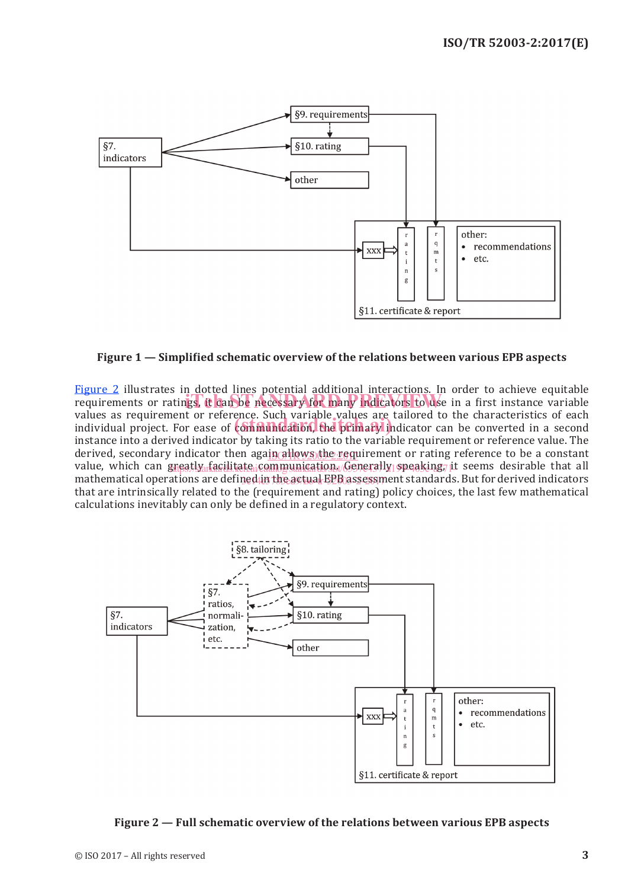Figure 1 — Simplified schematic overview of the relations between various EPB aspects

Figure 2 illustrates in dotted lines potential additional interactions. In order to achieve equitable requirements or ratings, it can be necessary for many indicators to use in a first instance variable values as requirement or reference. Such variable values are tailored to the characteristics of each individual project. For ease of communication, the primary indicator can be converted in a second instance into a derived indicator by taking its ratio to the variable requirement or reference value. The derived, secondary indicator then again allows the requirement or rating reference to be a constant value, which can greatly facilitate communication. Generally speaking, it seems desirable that all mathematical operations are defined in the actual EPB assessment standards. But for derived indicators that are intrinsically related to the (requirement and rating) policy choices, the last few mathematical calculations inevitably can only be defined in a regulatory context.

Figure 2 — Full schematic overview of the relations between various EPB aspects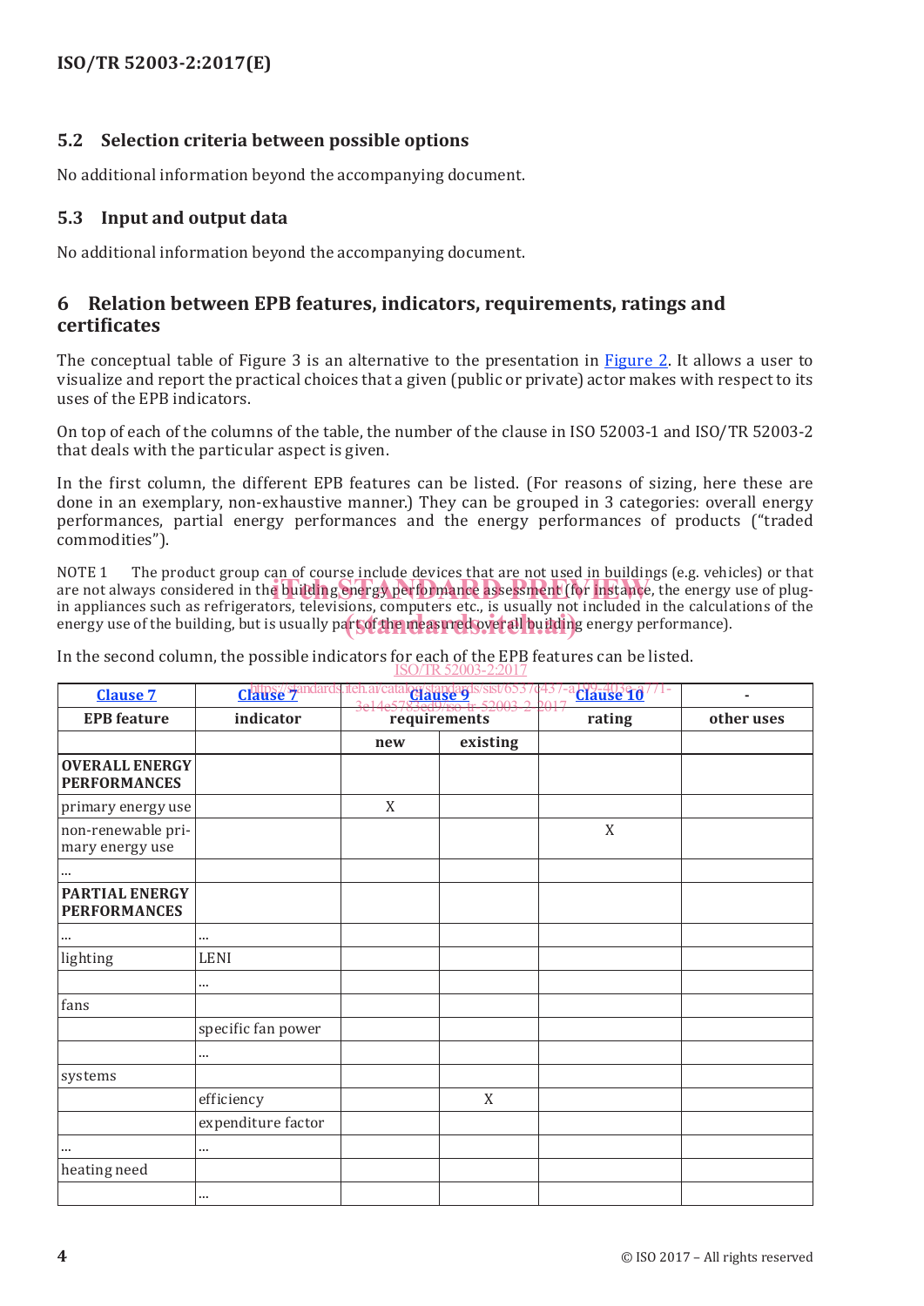## 5.2 Selection criteria between possible options

No additional information beyond the accompanying document.

## 5.3 Input and output data

No additional information beyond the accompanying document.

# 6 Relation between EPB features, indicators, requirements, ratings and certificates

The conceptual table of Figure 3 is an alternative to the presentation in Figure 2. It allows a user to visualize and report the practical choices that a given (public or private) actor makes with respect to its uses of the EPB indicators.

On top of each of the columns of the table, the number of the clause in ISO 52003-1 and ISO/TR 52003-2 that deals with the particular aspect is given.

In the first column, the different EPB features can be listed. (For reasons of sizing, here these are done in an exemplary, non-exhaustive manner.) They can be grouped in 3 categories: overall energy performances, partial energy performances and the energy performances of products ("traded commodities").

NOTE 1 The product group can of course include devices that are not used in buildings (e.g. vehicles) or that are not always considered in the building energy performance assessment (for instance, the energy use of plug-in appliances such as refrigerators, televisions, computers etc., is usually not included in the calculations of the energy use of the building, but is usually part of the measured overall building energy performance).

In the second column, the possible indicators for each of the EPB features can be listed.

| Clause 7 | Clause 7 | Clause 9 | | Clause 10 | - |
|---|---|---|---|---|---|
| **EPB feature** | **indicator** | **requirements** | | **rating** | **other uses** |
| | | **new** | **existing** | | |
| **OVERALL ENERGY PERFORMANCES** | | | | | |
| primary energy use | | X | | | |
| non-renewable primary energy use | | | | X | |
| ... | | | | | |
| **PARTIAL ENERGY PERFORMANCES** | | | | | |
| ... | ... | | | | |
| lighting | LENI | | | | |
| | ... | | | | |
| fans | | | | | |
| | specific fan power | | | | |
| | ... | | | | |
| systems | | | | | |
| | efficiency | | X | | |
| | expenditure factor | | | | |
| ... | ... | | | | |
| heating need | | | | | |
| | ... | | | | |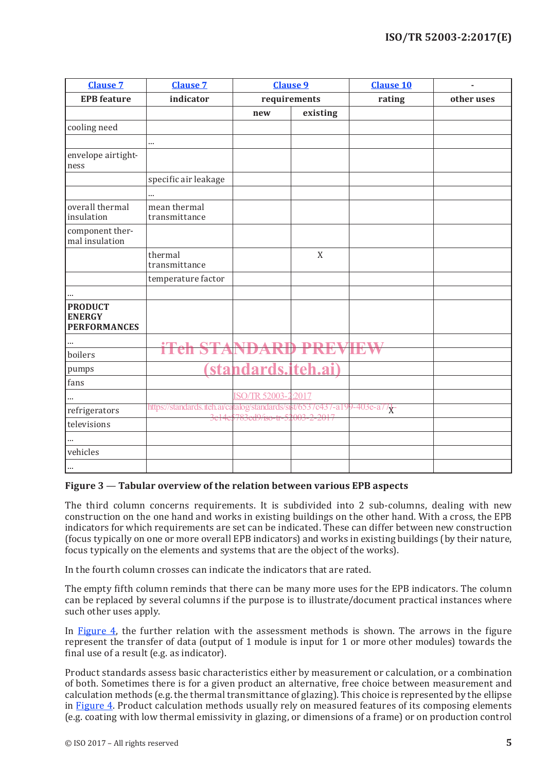| Clause 7 | Clause 7 | Clause 9 | | Clause 10 | - |
|---|---|---|---|---|---|
| EPB feature | indicator | requirements | | rating | other uses |
| | | new | existing | | |
| cooling need | | | | | |
| | ... | | | | |
| envelope airtightness | | | | | |
| | specific air leakage | | | | |
| | ... | | | | |
| overall thermal insulation | mean thermal transmittance | | | | |
| component thermal insulation | | | | | |
| | thermal transmittance | | X | | |
| | temperature factor | | | | |
| ... | | | | | |
| **PRODUCT ENERGY PERFORMANCES** | | | | | |
| ... | | | | | |
| boilers | | | | | |
| pumps | | | | | |
| fans | | | | | |
| ... | | | | | |
| refrigerators | | | | X | |
| televisions | | | | | |
| ... | | | | | |
| vehicles | | | | | |
| ... | | | | | |

**Figure 3 — Tabular overview of the relation between various EPB aspects**

The third column concerns requirements. It is subdivided into 2 sub-columns, dealing with new construction on the one hand and works in existing buildings on the other hand. With a cross, the EPB indicators for which requirements are set can be indicated. These can differ between new construction (focus typically on one or more overall EPB indicators) and works in existing buildings (by their nature, focus typically on the elements and systems that are the object of the works).

In the fourth column crosses can indicate the indicators that are rated.

The empty fifth column reminds that there can be many more uses for the EPB indicators. The column can be replaced by several columns if the purpose is to illustrate/document practical instances where such other uses apply.

In Figure 4, the further relation with the assessment methods is shown. The arrows in the figure represent the transfer of data (output of 1 module is input for 1 or more other modules) towards the final use of a result (e.g. as indicator).

Product standards assess basic characteristics either by measurement or calculation, or a combination of both. Sometimes there is for a given product an alternative, free choice between measurement and calculation methods (e.g. the thermal transmittance of glazing). This choice is represented by the ellipse in Figure 4. Product calculation methods usually rely on measured features of its composing elements (e.g. coating with low thermal emissivity in glazing, or dimensions of a frame) or on production control